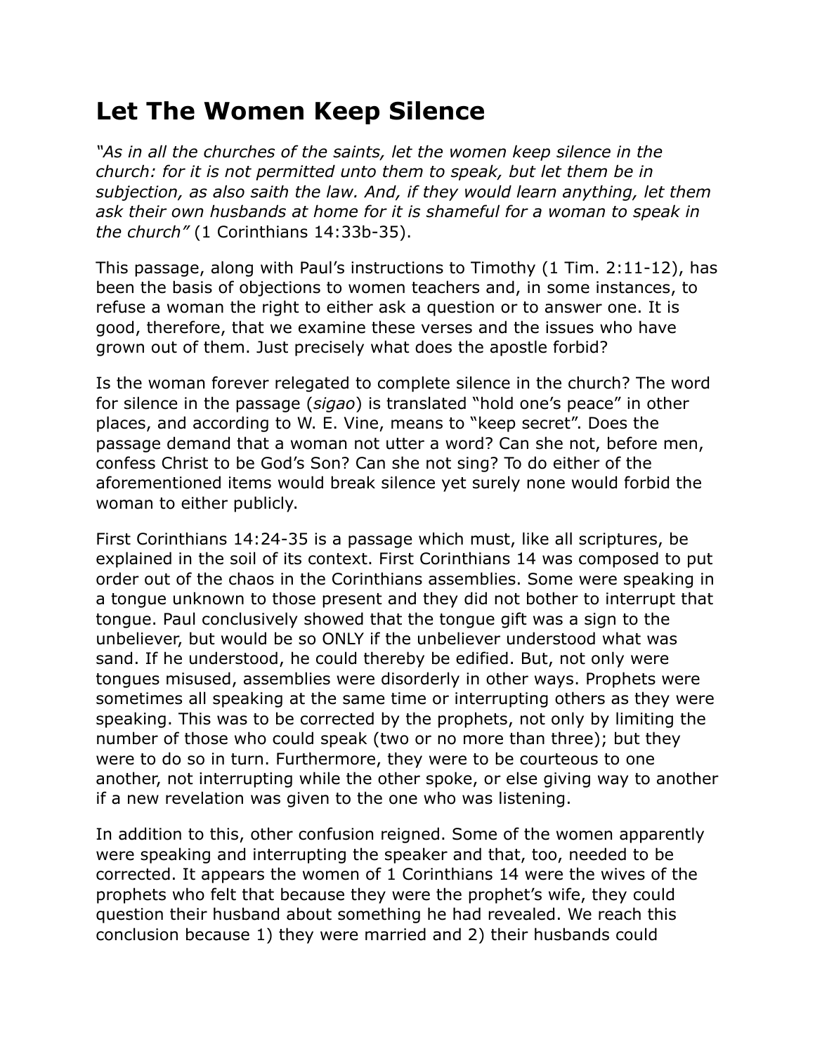# Let The Women Keep Silence

*"As in all the churches of the saints, let the women keep silence in the church: for it is not permitted unto them to speak, but let them be in subjection, as also saith the law. And, if they would learn anything, let them ask their own husbands at home for it is shameful for a woman to speak in the church"* (1 Corinthians 14:33b-35).

This passage, along with Paul's instructions to Timothy (1 Tim. 2:11-12), has been the basis of objections to women teachers and, in some instances, to refuse a woman the right to either ask a question or to answer one. It is good, therefore, that we examine these verses and the issues who have grown out of them. Just precisely what does the apostle forbid?

Is the woman forever relegated to complete silence in the church? The word for silence in the passage (*sigao*) is translated "hold one's peace" in other places, and according to W. E. Vine, means to "keep secret". Does the passage demand that a woman not utter a word? Can she not, before men, confess Christ to be God's Son? Can she not sing? To do either of the aforementioned items would break silence yet surely none would forbid the woman to either publicly.

First Corinthians 14:24-35 is a passage which must, like all scriptures, be explained in the soil of its context. First Corinthians 14 was composed to put order out of the chaos in the Corinthians assemblies. Some were speaking in a tongue unknown to those present and they did not bother to interrupt that tongue. Paul conclusively showed that the tongue gift was a sign to the unbeliever, but would be so ONLY if the unbeliever understood what was sand. If he understood, he could thereby be edified. But, not only were tongues misused, assemblies were disorderly in other ways. Prophets were sometimes all speaking at the same time or interrupting others as they were speaking. This was to be corrected by the prophets, not only by limiting the number of those who could speak (two or no more than three); but they were to do so in turn. Furthermore, they were to be courteous to one another, not interrupting while the other spoke, or else giving way to another if a new revelation was given to the one who was listening.

In addition to this, other confusion reigned. Some of the women apparently were speaking and interrupting the speaker and that, too, needed to be corrected. It appears the women of 1 Corinthians 14 were the wives of the prophets who felt that because they were the prophet's wife, they could question their husband about something he had revealed. We reach this conclusion because 1) they were married and 2) their husbands could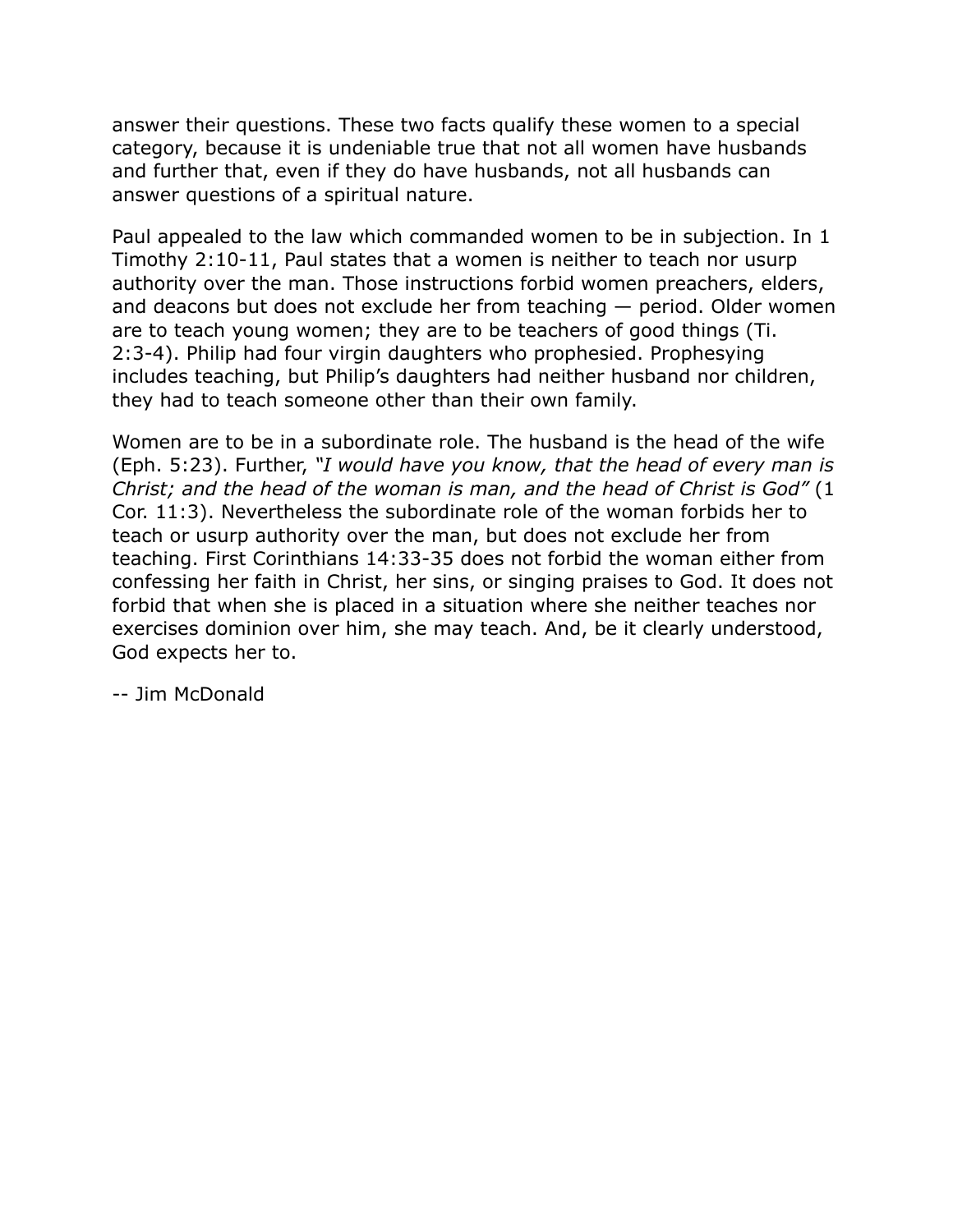answer their questions. These two facts qualify these women to a special category, because it is undeniable true that not all women have husbands and further that, even if they do have husbands, not all husbands can answer questions of a spiritual nature.

Paul appealed to the law which commanded women to be in subjection. In 1 Timothy 2:10-11, Paul states that a women is neither to teach nor usurp authority over the man. Those instructions forbid women preachers, elders, and deacons but does not exclude her from teaching — period. Older women are to teach young women; they are to be teachers of good things (Ti. 2:3-4). Philip had four virgin daughters who prophesied. Prophesying includes teaching, but Philip's daughters had neither husband nor children, they had to teach someone other than their own family.

Women are to be in a subordinate role. The husband is the head of the wife (Eph. 5:23). Further, *"I would have you know, that the head of every man is Christ; and the head of the woman is man, and the head of Christ is God"* (1 Cor. 11:3). Nevertheless the subordinate role of the woman forbids her to teach or usurp authority over the man, but does not exclude her from teaching. First Corinthians 14:33-35 does not forbid the woman either from confessing her faith in Christ, her sins, or singing praises to God. It does not forbid that when she is placed in a situation where she neither teaches nor exercises dominion over him, she may teach. And, be it clearly understood, God expects her to.

-- Jim McDonald